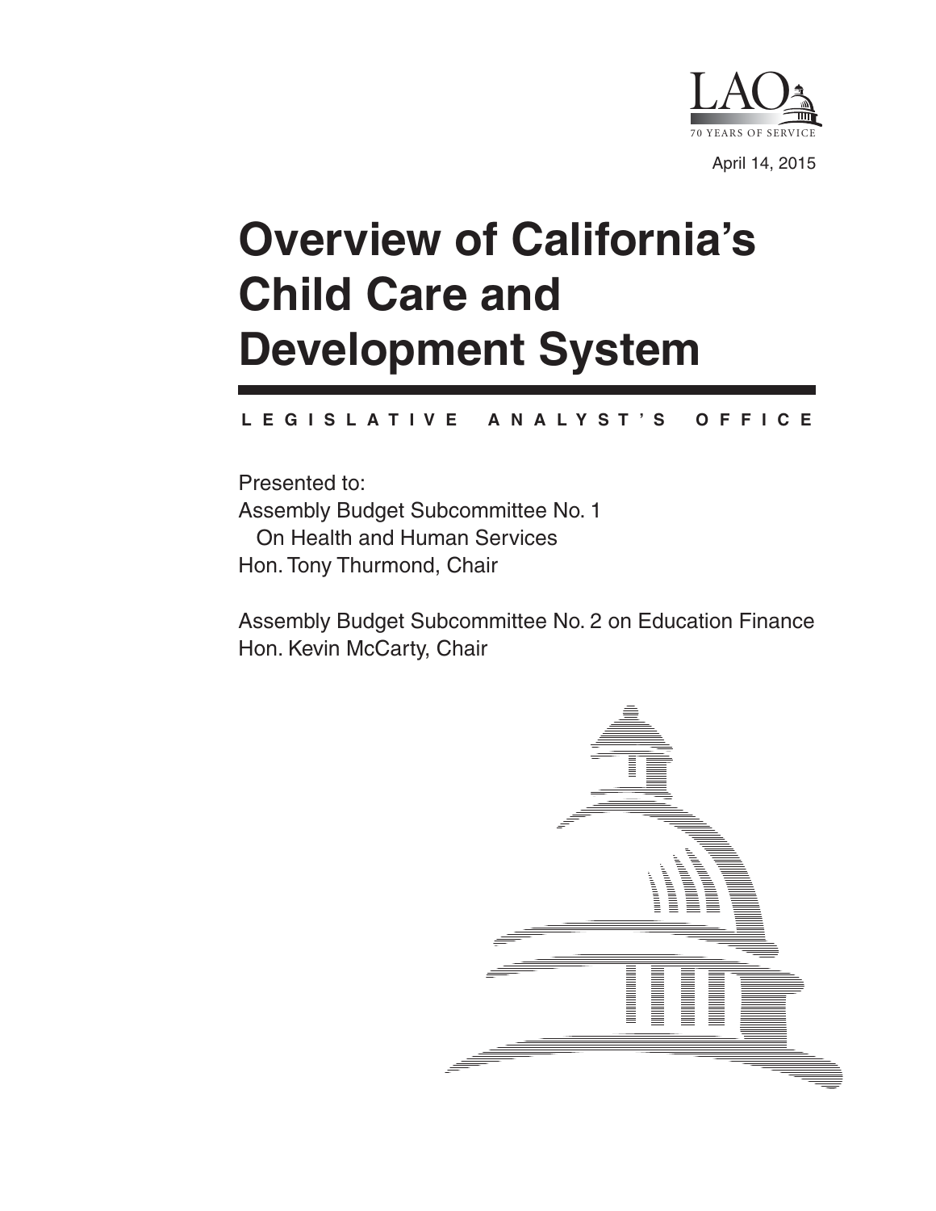LAO

70 YEARS OF SERVICE

April 14, 2015

# Overview of California's Child Care and Development System

LEGISLATIVE ANALYST'S OFFICE

Presented to:

Assembly Budget Subcommittee No. 1
On Health and Human Services
Hon. Tony Thurmond, Chair

Assembly Budget Subcommittee No. 2 on Education Finance
Hon. Kevin McCarty, Chair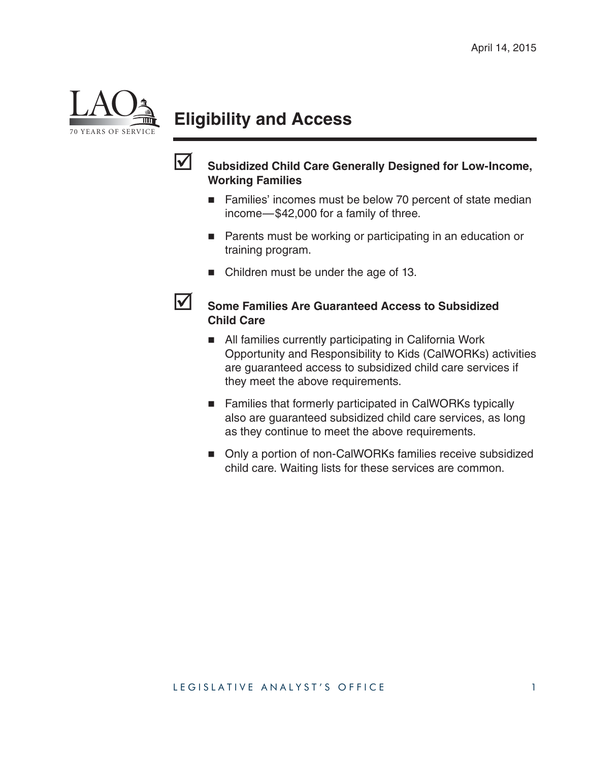April 14, 2015

# Eligibility and Access

## ☑ Subsidized Child Care Generally Designed for Low-Income, Working Families

- Families' incomes must be below 70 percent of state median income—$42,000 for a family of three.
- Parents must be working or participating in an education or training program.
- Children must be under the age of 13.

## ☑ Some Families Are Guaranteed Access to Subsidized Child Care

- All families currently participating in California Work Opportunity and Responsibility to Kids (CalWORKs) activities are guaranteed access to subsidized child care services if they meet the above requirements.
- Families that formerly participated in CalWORKs typically also are guaranteed subsidized child care services, as long as they continue to meet the above requirements.
- Only a portion of non-CalWORKs families receive subsidized child care. Waiting lists for these services are common.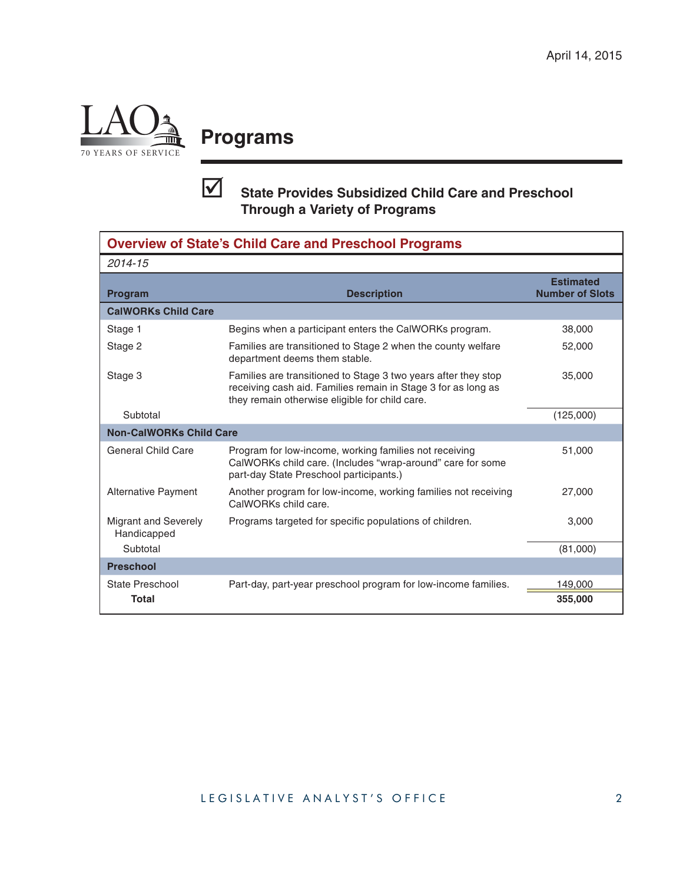April 14, 2015

# Programs

## ☑ State Provides Subsidized Child Care and Preschool Through a Variety of Programs

**Overview of State's Child Care and Preschool Programs**

*2014-15*

| Program | Description | Estimated Number of Slots |
|---|---|---|
| **CalWORKs Child Care** | | |
| Stage 1 | Begins when a participant enters the CalWORKs program. | 38,000 |
| Stage 2 | Families are transitioned to Stage 2 when the county welfare department deems them stable. | 52,000 |
| Stage 3 | Families are transitioned to Stage 3 two years after they stop receiving cash aid. Families remain in Stage 3 for as long as they remain otherwise eligible for child care. | 35,000 |
| Subtotal | | (125,000) |
| **Non-CalWORKs Child Care** | | |
| General Child Care | Program for low-income, working families not receiving CalWORKs child care. (Includes "wrap-around" care for some part-day State Preschool participants.) | 51,000 |
| Alternative Payment | Another program for low-income, working families not receiving CalWORKs child care. | 27,000 |
| Migrant and Severely Handicapped | Programs targeted for specific populations of children. | 3,000 |
| Subtotal | | (81,000) |
| **Preschool** | | |
| State Preschool | Part-day, part-year preschool program for low-income families. | 149,000 |
| **Total** | | **355,000** |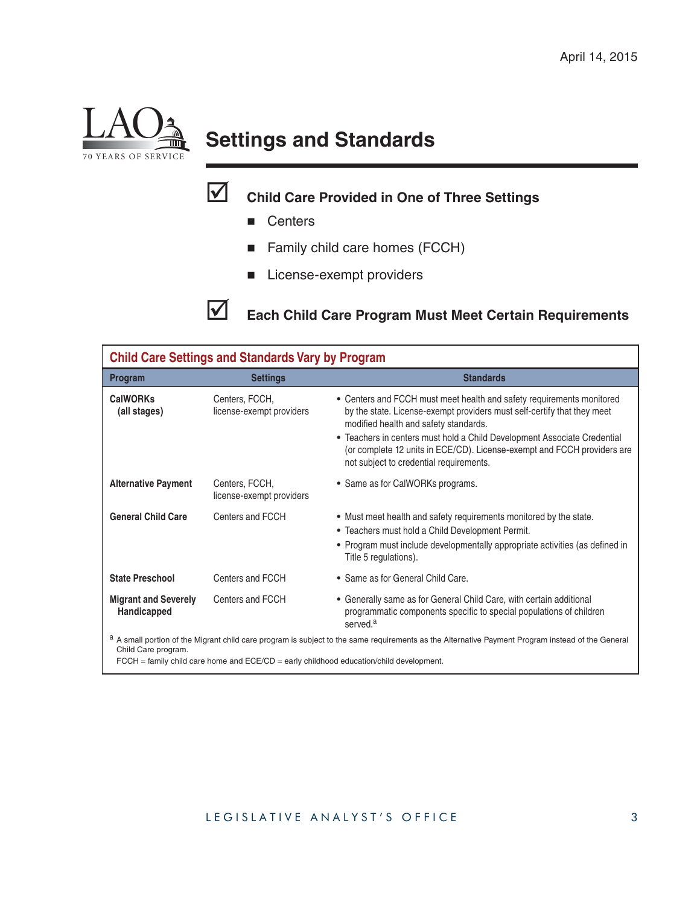## Settings and Standards

- **Child Care Provided in One of Three Settings**
  - Centers
  - Family child care homes (FCCH)
  - License-exempt providers

- **Each Child Care Program Must Meet Certain Requirements**

**Child Care Settings and Standards Vary by Program**

| Program | Settings | Standards |
|---|---|---|
| **CalWORKs (all stages)** | Centers, FCCH, license-exempt providers | • Centers and FCCH must meet health and safety requirements monitored by the state. License-exempt providers must self-certify that they meet modified health and safety standards.<br>• Teachers in centers must hold a Child Development Associate Credential (or complete 12 units in ECE/CD). License-exempt and FCCH providers are not subject to credential requirements. |
| **Alternative Payment** | Centers, FCCH, license-exempt providers | • Same as for CalWORKs programs. |
| **General Child Care** | Centers and FCCH | • Must meet health and safety requirements monitored by the state.<br>• Teachers must hold a Child Development Permit.<br>• Program must include developmentally appropriate activities (as defined in Title 5 regulations). |
| **State Preschool** | Centers and FCCH | • Same as for General Child Care. |
| **Migrant and Severely Handicapped** | Centers and FCCH | • Generally same as for General Child Care, with certain additional programmatic components specific to special populations of children served.[a] |

[a] A small portion of the Migrant child care program is subject to the same requirements as the Alternative Payment Program instead of the General Child Care program.

FCCH = family child care home and ECE/CD = early childhood education/child development.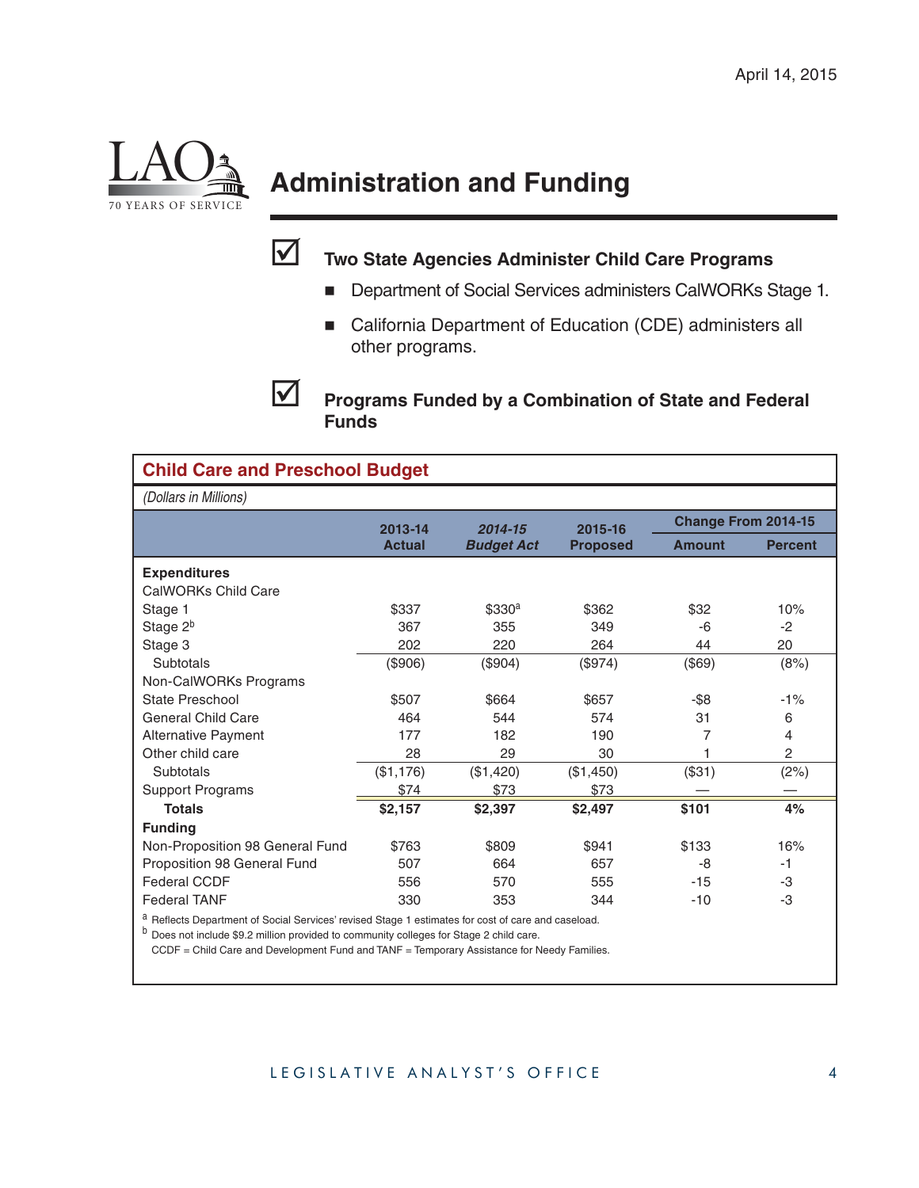April 14, 2015

# Administration and Funding

## ☑ Two State Agencies Administer Child Care Programs

- Department of Social Services administers CalWORKs Stage 1.
- California Department of Education (CDE) administers all other programs.

## ☑ Programs Funded by a Combination of State and Federal Funds

**Child Care and Preschool Budget**

*(Dollars in Millions)*

| | 2013-14 Actual | *2014-15 Budget Act* | 2015-16 Proposed | Change From 2014-15 | |
|---|---|---|---|---|---|
| | | | | Amount | Percent |
| **Expenditures** | | | | | |
| CalWORKs Child Care | | | | | |
| Stage 1 | $337 | $330[a] | $362 | $32 | 10% |
| Stage 2[b] | 367 | 355 | 349 | -6 | -2 |
| Stage 3 | 202 | 220 | 264 | 44 | 20 |
| Subtotals | ($906) | ($904) | ($974) | ($69) | (8%) |
| Non-CalWORKs Programs | | | | | |
| State Preschool | $507 | $664 | $657 | -$8 | -1% |
| General Child Care | 464 | 544 | 574 | 31 | 6 |
| Alternative Payment | 177 | 182 | 190 | 7 | 4 |
| Other child care | 28 | 29 | 30 | 1 | 2 |
| Subtotals | ($1,176) | ($1,420) | ($1,450) | ($31) | (2%) |
| Support Programs | $74 | $73 | $73 | — | — |
| **Totals** | **$2,157** | **$2,397** | **$2,497** | **$101** | **4%** |
| **Funding** | | | | | |
| Non-Proposition 98 General Fund | $763 | $809 | $941 | $133 | 16% |
| Proposition 98 General Fund | 507 | 664 | 657 | -8 | -1 |
| Federal CCDF | 556 | 570 | 555 | -15 | -3 |
| Federal TANF | 330 | 353 | 344 | -10 | -3 |

[a] Reflects Department of Social Services' revised Stage 1 estimates for cost of care and caseload.

[b] Does not include $9.2 million provided to community colleges for Stage 2 child care.

CCDF = Child Care and Development Fund and TANF = Temporary Assistance for Needy Families.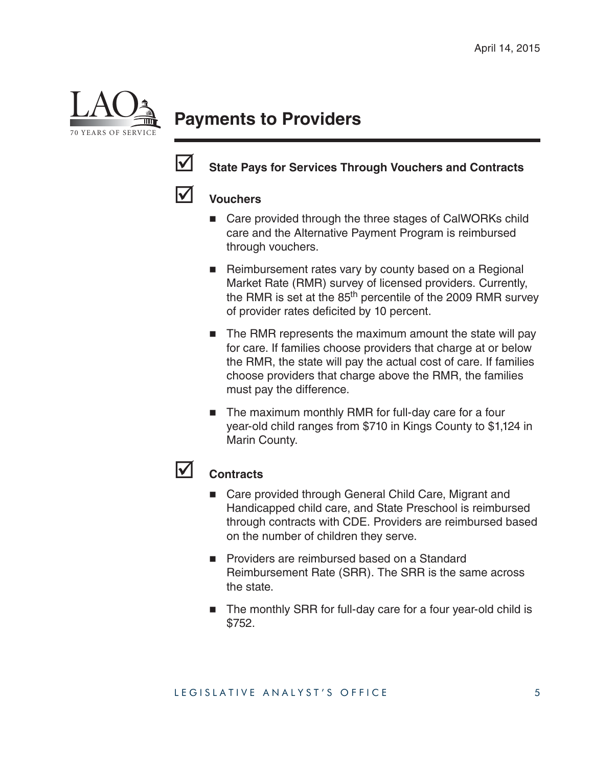## Payments to Providers

☑ **State Pays for Services Through Vouchers and Contracts**

☑ **Vouchers**

- Care provided through the three stages of CalWORKs child care and the Alternative Payment Program is reimbursed through vouchers.
- Reimbursement rates vary by county based on a Regional Market Rate (RMR) survey of licensed providers. Currently, the RMR is set at the 85th percentile of the 2009 RMR survey of provider rates deficited by 10 percent.
- The RMR represents the maximum amount the state will pay for care. If families choose providers that charge at or below the RMR, the state will pay the actual cost of care. If families choose providers that charge above the RMR, the families must pay the difference.
- The maximum monthly RMR for full-day care for a four year-old child ranges from $710 in Kings County to $1,124 in Marin County.

☑ **Contracts**

- Care provided through General Child Care, Migrant and Handicapped child care, and State Preschool is reimbursed through contracts with CDE. Providers are reimbursed based on the number of children they serve.
- Providers are reimbursed based on a Standard Reimbursement Rate (SRR). The SRR is the same across the state.
- The monthly SRR for full-day care for a four year-old child is $752.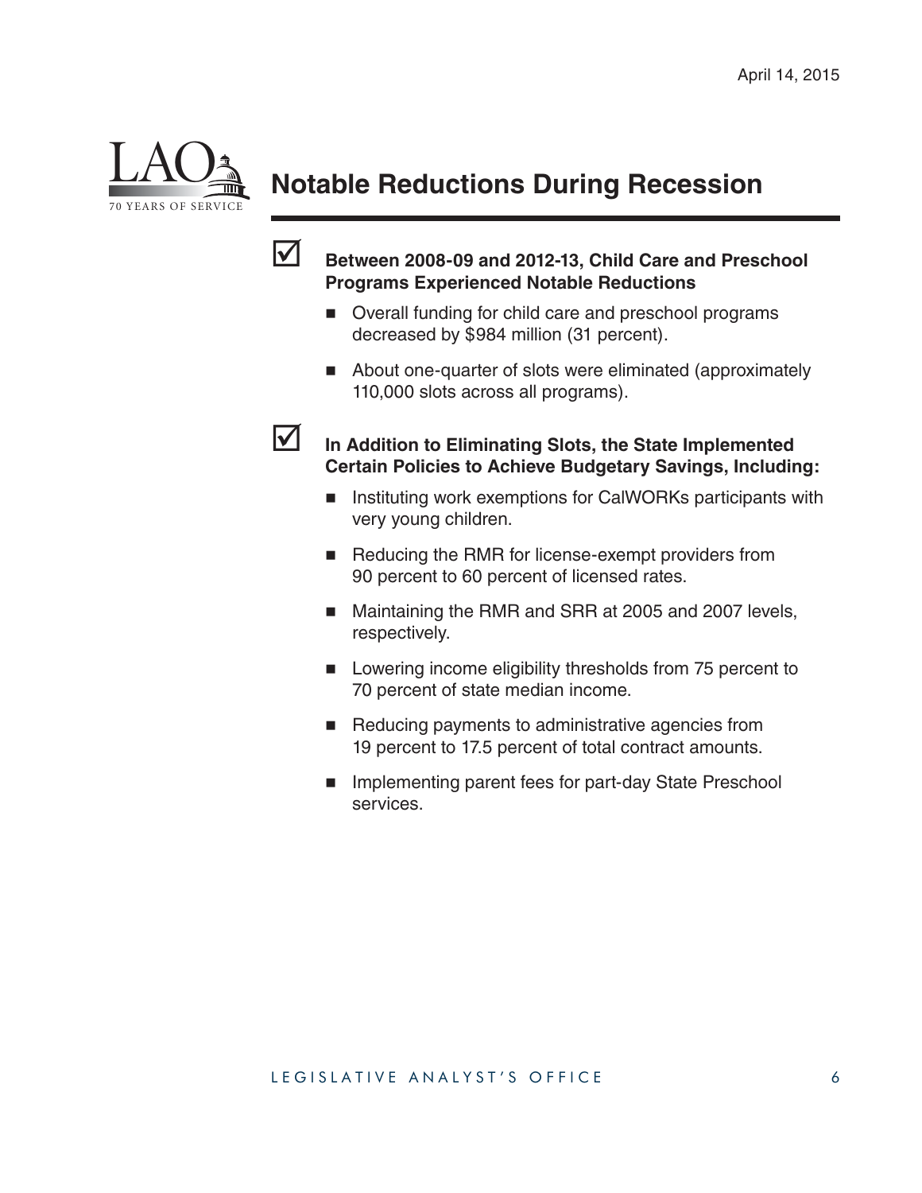# Notable Reductions During Recession

- **Between 2008-09 and 2012-13, Child Care and Preschool Programs Experienced Notable Reductions**
  - Overall funding for child care and preschool programs decreased by $984 million (31 percent).
  - About one-quarter of slots were eliminated (approximately 110,000 slots across all programs).

- **In Addition to Eliminating Slots, the State Implemented Certain Policies to Achieve Budgetary Savings, Including:**
  - Instituting work exemptions for CalWORKs participants with very young children.
  - Reducing the RMR for license-exempt providers from 90 percent to 60 percent of licensed rates.
  - Maintaining the RMR and SRR at 2005 and 2007 levels, respectively.
  - Lowering income eligibility thresholds from 75 percent to 70 percent of state median income.
  - Reducing payments to administrative agencies from 19 percent to 17.5 percent of total contract amounts.
  - Implementing parent fees for part-day State Preschool services.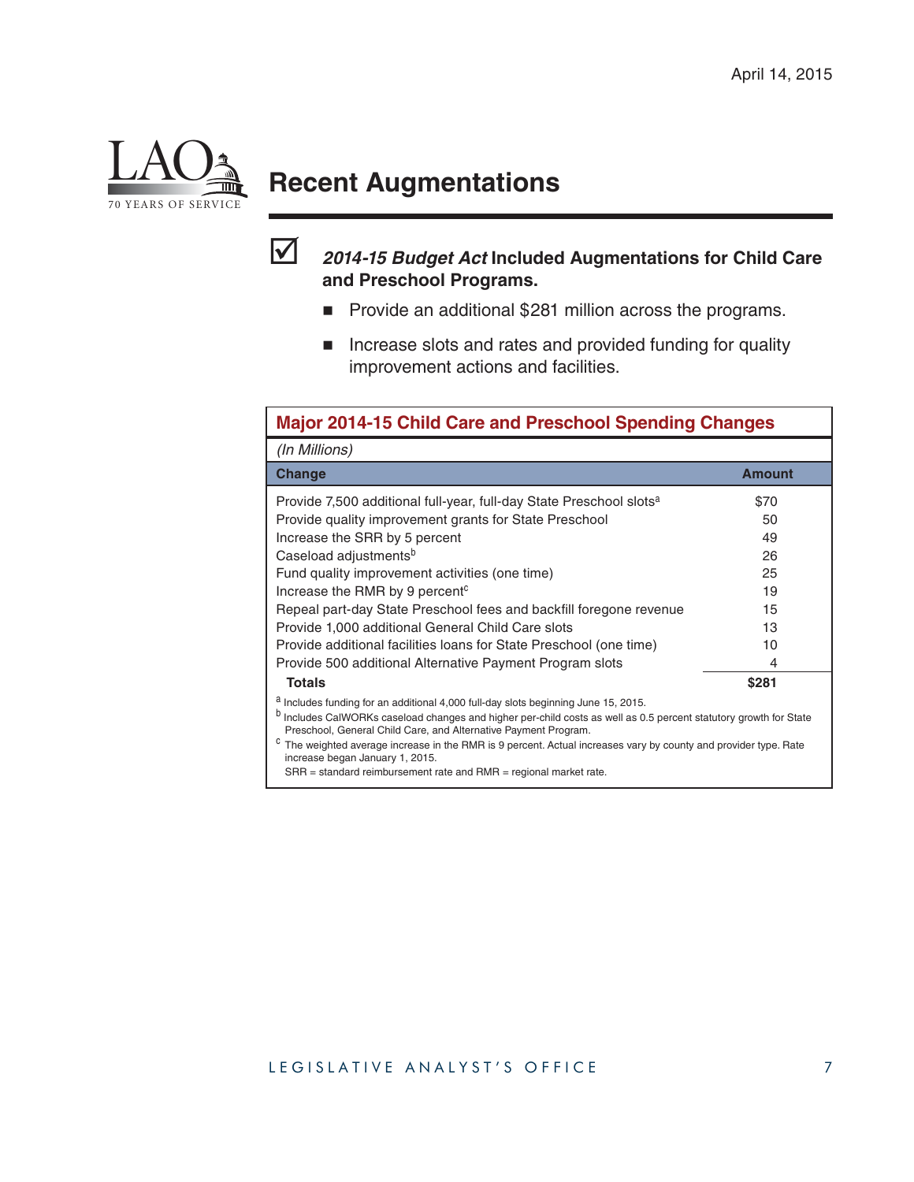April 14, 2015

# Recent Augmentations

☑ ***2014-15 Budget Act*** **Included Augmentations for Child Care and Preschool Programs.**

- Provide an additional $281 million across the programs.
- Increase slots and rates and provided funding for quality improvement actions and facilities.

**Major 2014-15 Child Care and Preschool Spending Changes**

*(In Millions)*

| Change | Amount |
| --- | --- |
| Provide 7,500 additional full-year, full-day State Preschool slots[a] | $70 |
| Provide quality improvement grants for State Preschool | 50 |
| Increase the SRR by 5 percent | 49 |
| Caseload adjustments[b] | 26 |
| Fund quality improvement activities (one time) | 25 |
| Increase the RMR by 9 percent[c] | 19 |
| Repeal part-day State Preschool fees and backfill foregone revenue | 15 |
| Provide 1,000 additional General Child Care slots | 13 |
| Provide additional facilities loans for State Preschool (one time) | 10 |
| Provide 500 additional Alternative Payment Program slots | 4 |
| **Totals** | **$281** |

[a] Includes funding for an additional 4,000 full-day slots beginning June 15, 2015.

[b] Includes CalWORKs caseload changes and higher per-child costs as well as 0.5 percent statutory growth for State Preschool, General Child Care, and Alternative Payment Program.

[c] The weighted average increase in the RMR is 9 percent. Actual increases vary by county and provider type. Rate increase began January 1, 2015.

SRR = standard reimbursement rate and RMR = regional market rate.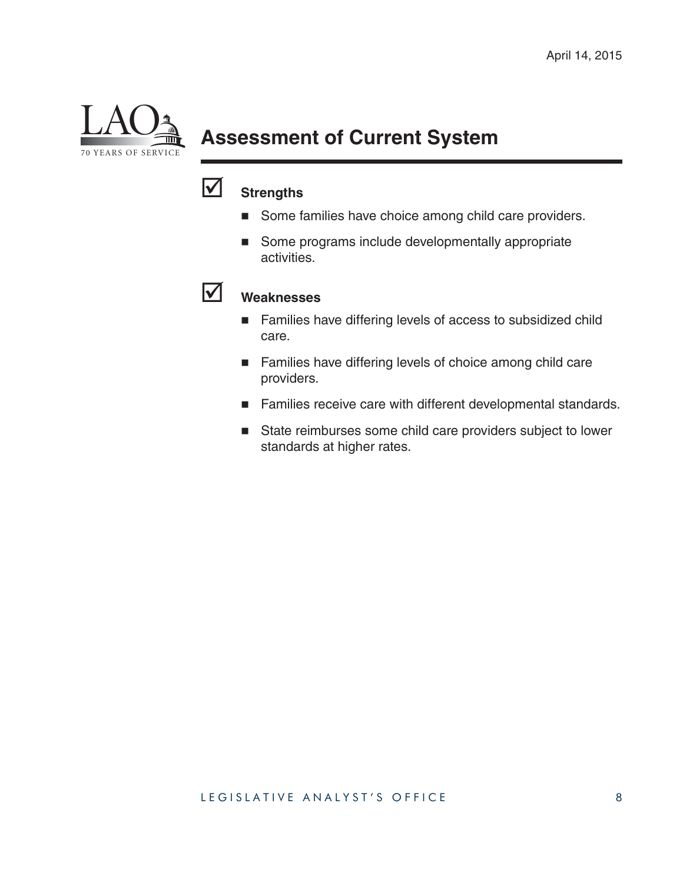## Assessment of Current System

- **Strengths**
  - Some families have choice among child care providers.
  - Some programs include developmentally appropriate activities.

- **Weaknesses**
  - Families have differing levels of access to subsidized child care.
  - Families have differing levels of choice among child care providers.
  - Families receive care with different developmental standards.
  - State reimburses some child care providers subject to lower standards at higher rates.